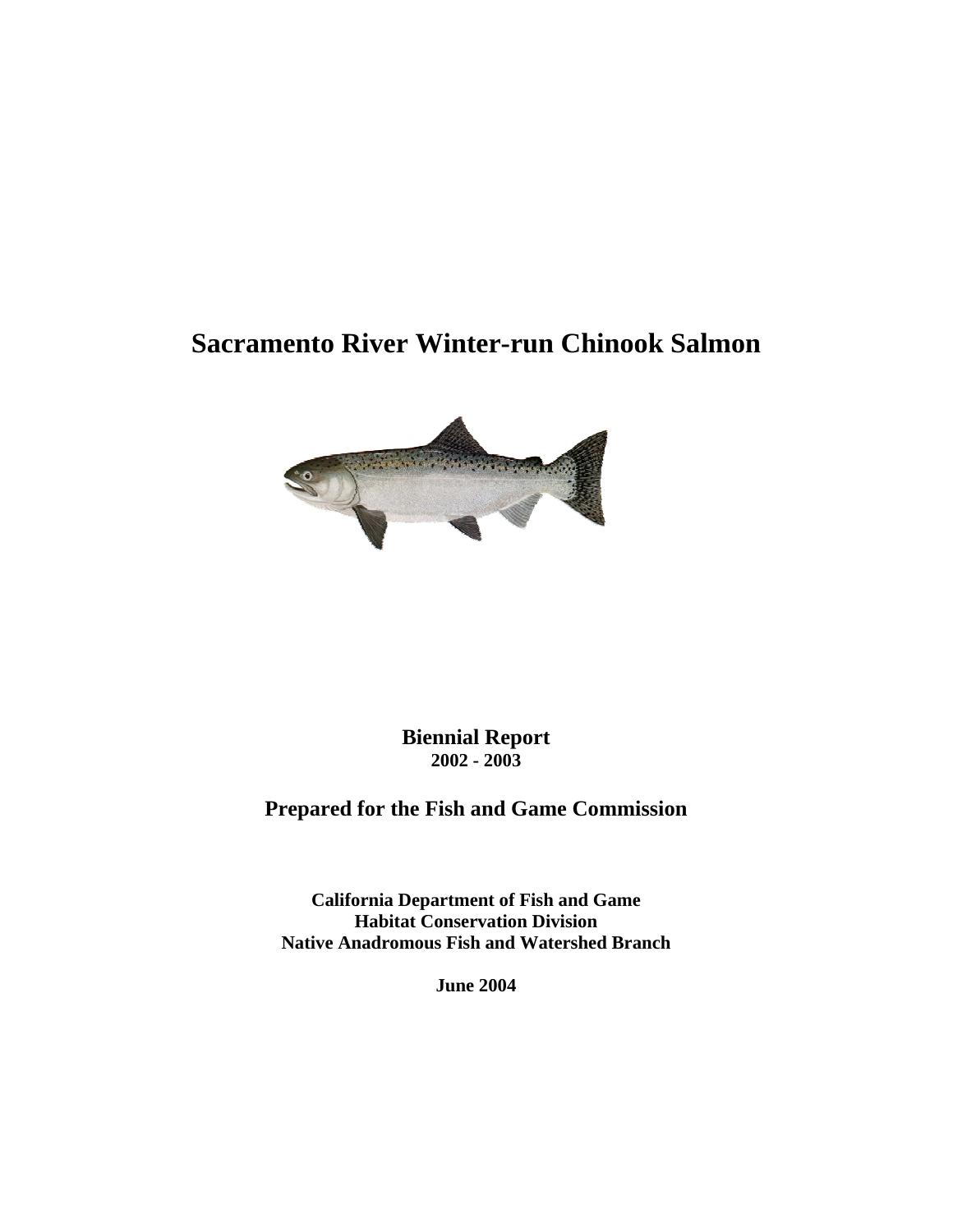# Sacramento River Winter-run Chinook Salmon

**Biennial Report**
**2002 - 2003**

## Prepared for the Fish and Game Commission

**California Department of Fish and Game**
**Habitat Conservation Division**
**Native Anadromous Fish and Watershed Branch**

**June 2004**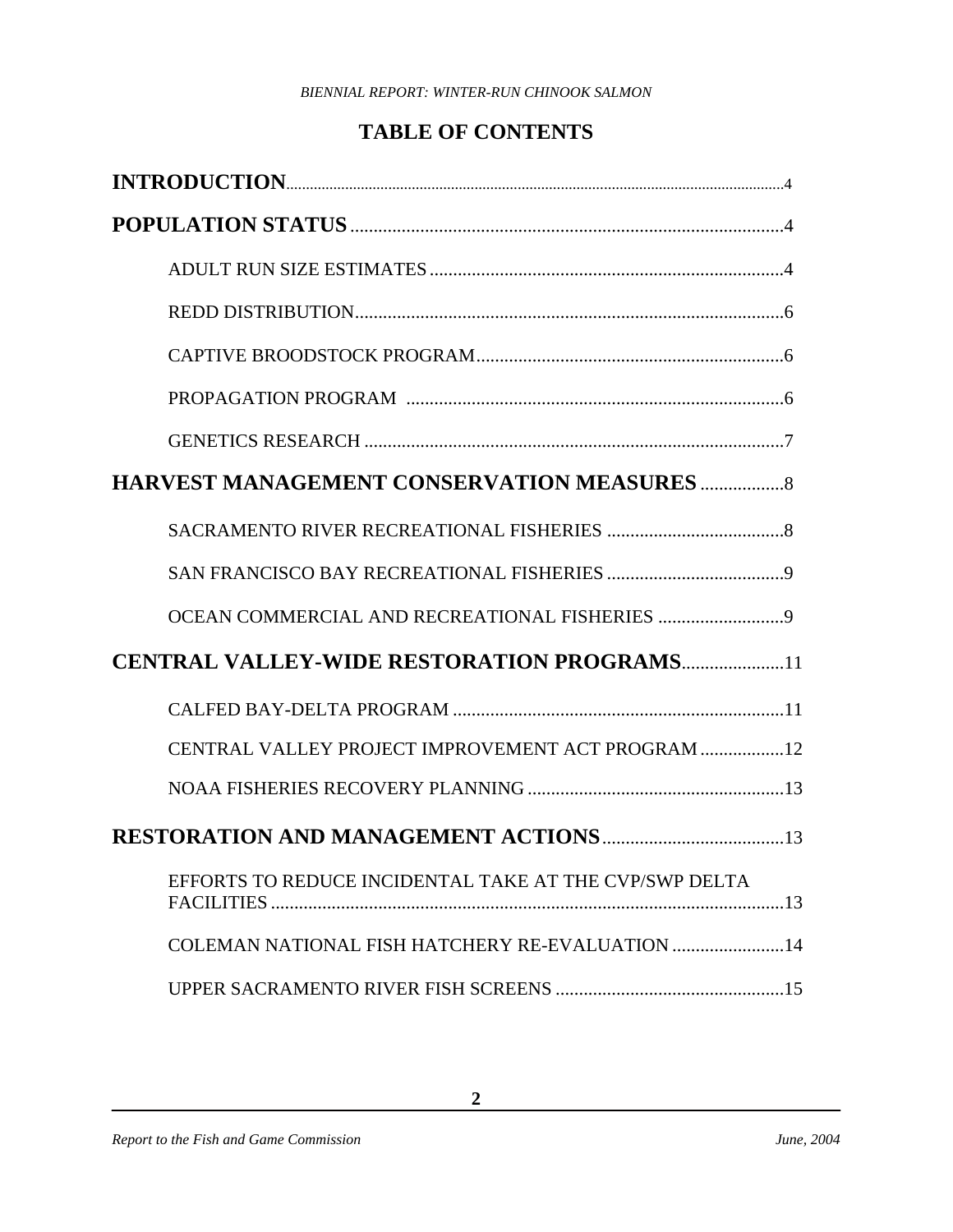# TABLE OF CONTENTS

**INTRODUCTION**....................................................................................................4

**POPULATION STATUS**....................................................................................4

- ADULT RUN SIZE ESTIMATES....................................................................4
- REDD DISTRIBUTION.......................................................................................6
- CAPTIVE BROODSTOCK PROGRAM...........................................................6
- PROPAGATION PROGRAM ..........................................................................6
- GENETICS RESEARCH ....................................................................................7

**HARVEST MANAGEMENT CONSERVATION MEASURES**..................8

- SACRAMENTO RIVER RECREATIONAL FISHERIES ................................8
- SAN FRANCISCO BAY RECREATIONAL FISHERIES .................................9
- OCEAN COMMERCIAL AND RECREATIONAL FISHERIES ......................9

**CENTRAL VALLEY-WIDE RESTORATION PROGRAMS**......................11

- CALFED BAY-DELTA PROGRAM ................................................................11
- CENTRAL VALLEY PROJECT IMPROVEMENT ACT PROGRAM ..................12
- NOAA FISHERIES RECOVERY PLANNING .................................................13

**RESTORATION AND MANAGEMENT ACTIONS**.......................................13

- EFFORTS TO REDUCE INCIDENTAL TAKE AT THE CVP/SWP DELTA FACILITIES ..........................................................................................................13
- COLEMAN NATIONAL FISH HATCHERY RE-EVALUATION ........................14
- UPPER SACRAMENTO RIVER FISH SCREENS ...........................................15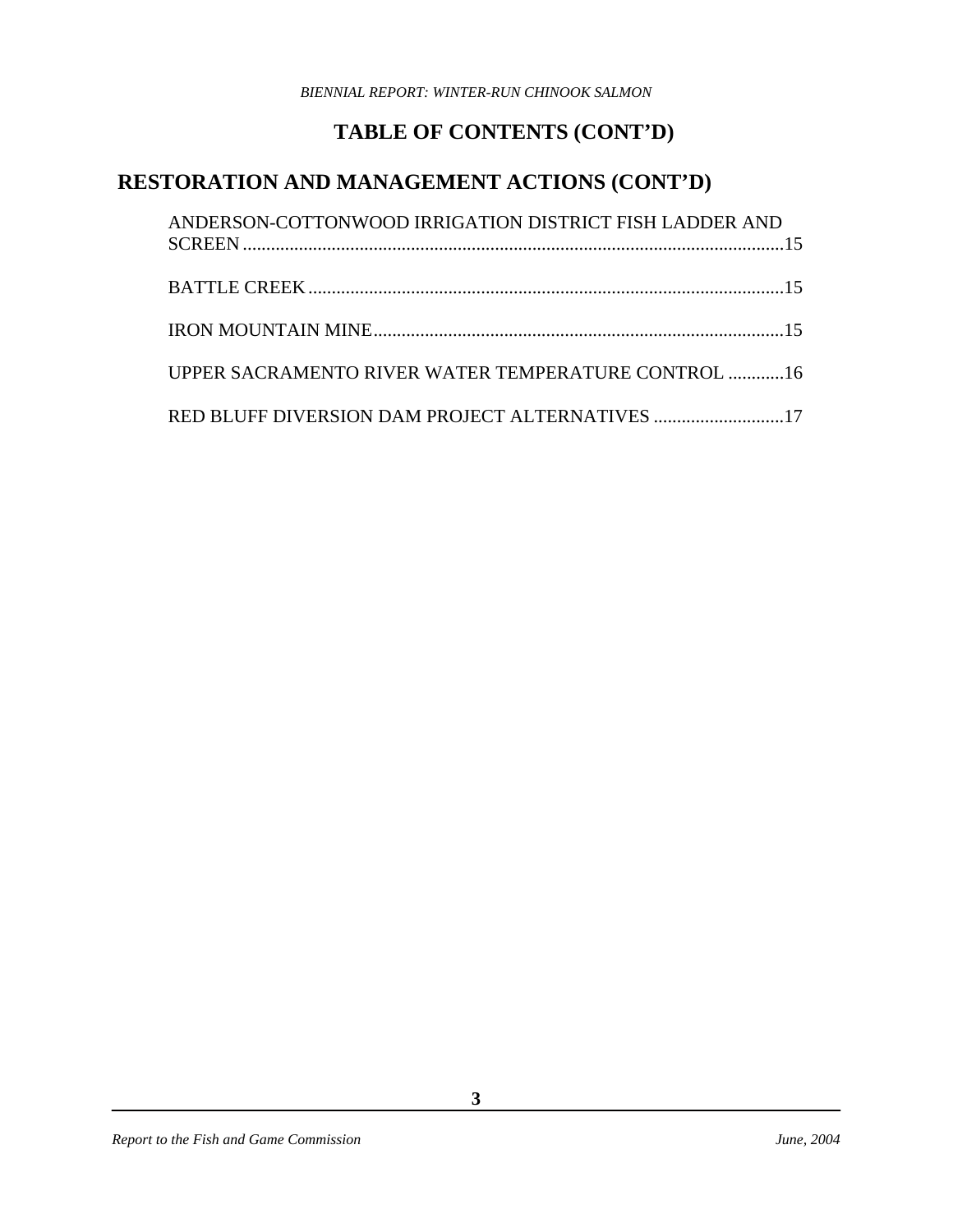# TABLE OF CONTENTS (CONT'D)

## RESTORATION AND MANAGEMENT ACTIONS (CONT'D)

ANDERSON-COTTONWOOD IRRIGATION DISTRICT FISH LADDER AND SCREEN ....15

BATTLE CREEK ....15

IRON MOUNTAIN MINE ....15

UPPER SACRAMENTO RIVER WATER TEMPERATURE CONTROL ....16

RED BLUFF DIVERSION DAM PROJECT ALTERNATIVES ....17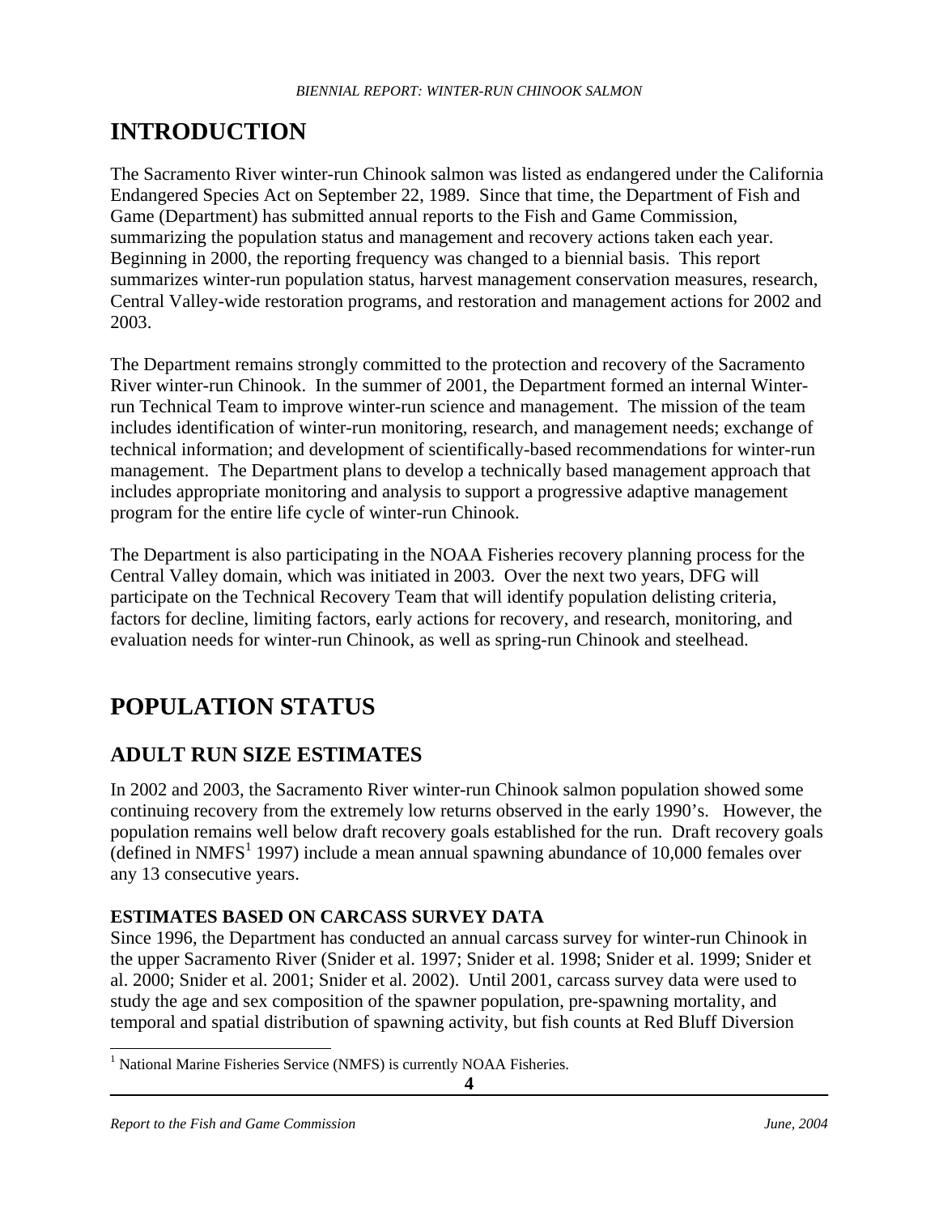# INTRODUCTION

The Sacramento River winter-run Chinook salmon was listed as endangered under the California Endangered Species Act on September 22, 1989. Since that time, the Department of Fish and Game (Department) has submitted annual reports to the Fish and Game Commission, summarizing the population status and management and recovery actions taken each year. Beginning in 2000, the reporting frequency was changed to a biennial basis. This report summarizes winter-run population status, harvest management conservation measures, research, Central Valley-wide restoration programs, and restoration and management actions for 2002 and 2003.

The Department remains strongly committed to the protection and recovery of the Sacramento River winter-run Chinook. In the summer of 2001, the Department formed an internal Winter-run Technical Team to improve winter-run science and management. The mission of the team includes identification of winter-run monitoring, research, and management needs; exchange of technical information; and development of scientifically-based recommendations for winter-run management. The Department plans to develop a technically based management approach that includes appropriate monitoring and analysis to support a progressive adaptive management program for the entire life cycle of winter-run Chinook.

The Department is also participating in the NOAA Fisheries recovery planning process for the Central Valley domain, which was initiated in 2003. Over the next two years, DFG will participate on the Technical Recovery Team that will identify population delisting criteria, factors for decline, limiting factors, early actions for recovery, and research, monitoring, and evaluation needs for winter-run Chinook, as well as spring-run Chinook and steelhead.

# POPULATION STATUS

## ADULT RUN SIZE ESTIMATES

In 2002 and 2003, the Sacramento River winter-run Chinook salmon population showed some continuing recovery from the extremely low returns observed in the early 1990's. However, the population remains well below draft recovery goals established for the run. Draft recovery goals (defined in NMFS[1] 1997) include a mean annual spawning abundance of 10,000 females over any 13 consecutive years.

### ESTIMATES BASED ON CARCASS SURVEY DATA

Since 1996, the Department has conducted an annual carcass survey for winter-run Chinook in the upper Sacramento River (Snider et al. 1997; Snider et al. 1998; Snider et al. 1999; Snider et al. 2000; Snider et al. 2001; Snider et al. 2002). Until 2001, carcass survey data were used to study the age and sex composition of the spawner population, pre-spawning mortality, and temporal and spatial distribution of spawning activity, but fish counts at Red Bluff Diversion

[1] National Marine Fisheries Service (NMFS) is currently NOAA Fisheries.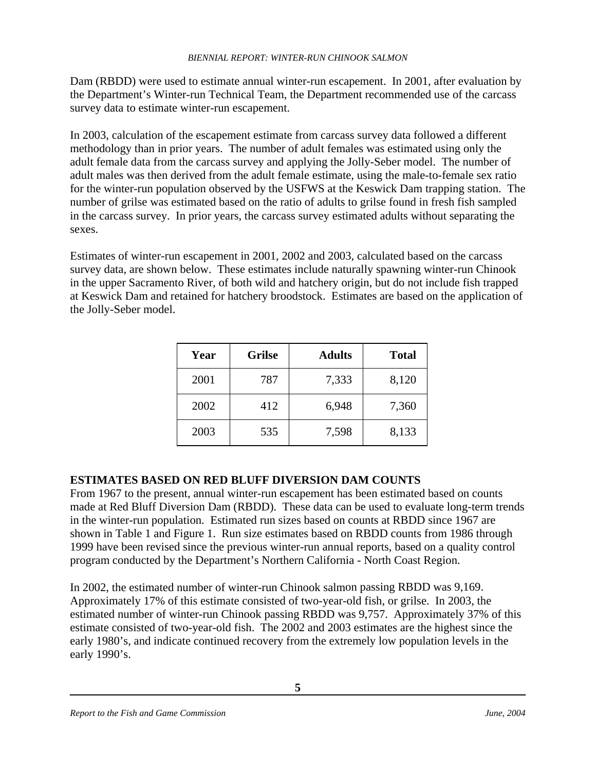Dam (RBDD) were used to estimate annual winter-run escapement. In 2001, after evaluation by the Department's Winter-run Technical Team, the Department recommended use of the carcass survey data to estimate winter-run escapement.

In 2003, calculation of the escapement estimate from carcass survey data followed a different methodology than in prior years. The number of adult females was estimated using only the adult female data from the carcass survey and applying the Jolly-Seber model. The number of adult males was then derived from the adult female estimate, using the male-to-female sex ratio for the winter-run population observed by the USFWS at the Keswick Dam trapping station. The number of grilse was estimated based on the ratio of adults to grilse found in fresh fish sampled in the carcass survey. In prior years, the carcass survey estimated adults without separating the sexes.

Estimates of winter-run escapement in 2001, 2002 and 2003, calculated based on the carcass survey data, are shown below. These estimates include naturally spawning winter-run Chinook in the upper Sacramento River, of both wild and hatchery origin, but do not include fish trapped at Keswick Dam and retained for hatchery broodstock. Estimates are based on the application of the Jolly-Seber model.

| Year | Grilse | Adults | Total |
|---|---|---|---|
| 2001 | 787 | 7,333 | 8,120 |
| 2002 | 412 | 6,948 | 7,360 |
| 2003 | 535 | 7,598 | 8,133 |

## ESTIMATES BASED ON RED BLUFF DIVERSION DAM COUNTS

From 1967 to the present, annual winter-run escapement has been estimated based on counts made at Red Bluff Diversion Dam (RBDD). These data can be used to evaluate long-term trends in the winter-run population. Estimated run sizes based on counts at RBDD since 1967 are shown in Table 1 and Figure 1. Run size estimates based on RBDD counts from 1986 through 1999 have been revised since the previous winter-run annual reports, based on a quality control program conducted by the Department's Northern California - North Coast Region.

In 2002, the estimated number of winter-run Chinook salmon passing RBDD was 9,169. Approximately 17% of this estimate consisted of two-year-old fish, or grilse. In 2003, the estimated number of winter-run Chinook passing RBDD was 9,757. Approximately 37% of this estimate consisted of two-year-old fish. The 2002 and 2003 estimates are the highest since the early 1980's, and indicate continued recovery from the extremely low population levels in the early 1990's.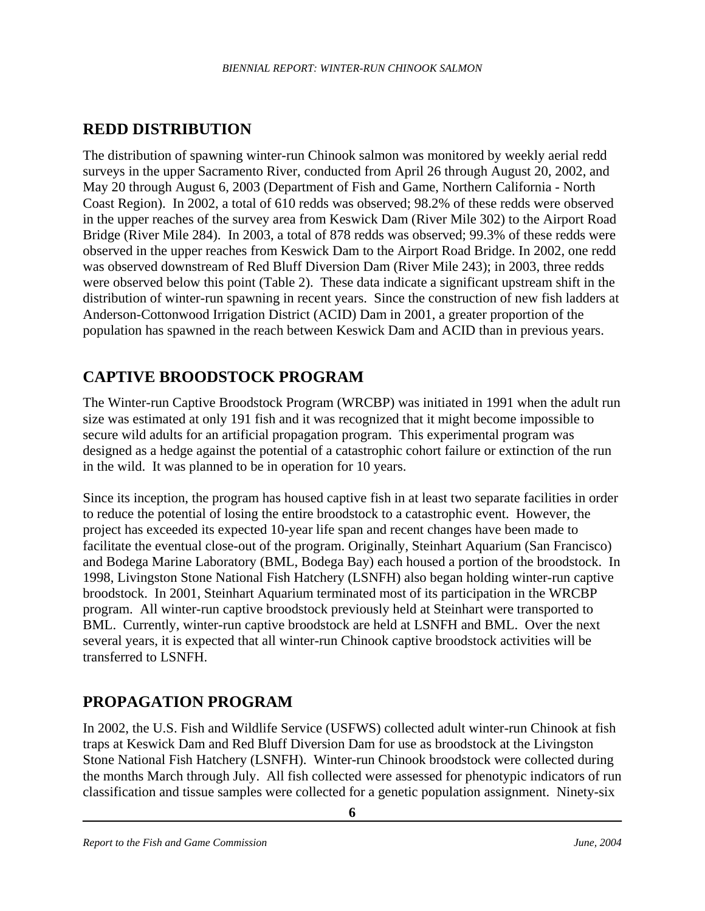## REDD DISTRIBUTION

The distribution of spawning winter-run Chinook salmon was monitored by weekly aerial redd surveys in the upper Sacramento River, conducted from April 26 through August 20, 2002, and May 20 through August 6, 2003 (Department of Fish and Game, Northern California - North Coast Region). In 2002, a total of 610 redds was observed; 98.2% of these redds were observed in the upper reaches of the survey area from Keswick Dam (River Mile 302) to the Airport Road Bridge (River Mile 284). In 2003, a total of 878 redds was observed; 99.3% of these redds were observed in the upper reaches from Keswick Dam to the Airport Road Bridge. In 2002, one redd was observed downstream of Red Bluff Diversion Dam (River Mile 243); in 2003, three redds were observed below this point (Table 2). These data indicate a significant upstream shift in the distribution of winter-run spawning in recent years. Since the construction of new fish ladders at Anderson-Cottonwood Irrigation District (ACID) Dam in 2001, a greater proportion of the population has spawned in the reach between Keswick Dam and ACID than in previous years.

## CAPTIVE BROODSTOCK PROGRAM

The Winter-run Captive Broodstock Program (WRCBP) was initiated in 1991 when the adult run size was estimated at only 191 fish and it was recognized that it might become impossible to secure wild adults for an artificial propagation program. This experimental program was designed as a hedge against the potential of a catastrophic cohort failure or extinction of the run in the wild. It was planned to be in operation for 10 years.

Since its inception, the program has housed captive fish in at least two separate facilities in order to reduce the potential of losing the entire broodstock to a catastrophic event. However, the project has exceeded its expected 10-year life span and recent changes have been made to facilitate the eventual close-out of the program. Originally, Steinhart Aquarium (San Francisco) and Bodega Marine Laboratory (BML, Bodega Bay) each housed a portion of the broodstock. In 1998, Livingston Stone National Fish Hatchery (LSNFH) also began holding winter-run captive broodstock. In 2001, Steinhart Aquarium terminated most of its participation in the WRCBP program. All winter-run captive broodstock previously held at Steinhart were transported to BML. Currently, winter-run captive broodstock are held at LSNFH and BML. Over the next several years, it is expected that all winter-run Chinook captive broodstock activities will be transferred to LSNFH.

## PROPAGATION PROGRAM

In 2002, the U.S. Fish and Wildlife Service (USFWS) collected adult winter-run Chinook at fish traps at Keswick Dam and Red Bluff Diversion Dam for use as broodstock at the Livingston Stone National Fish Hatchery (LSNFH). Winter-run Chinook broodstock were collected during the months March through July. All fish collected were assessed for phenotypic indicators of run classification and tissue samples were collected for a genetic population assignment. Ninety-six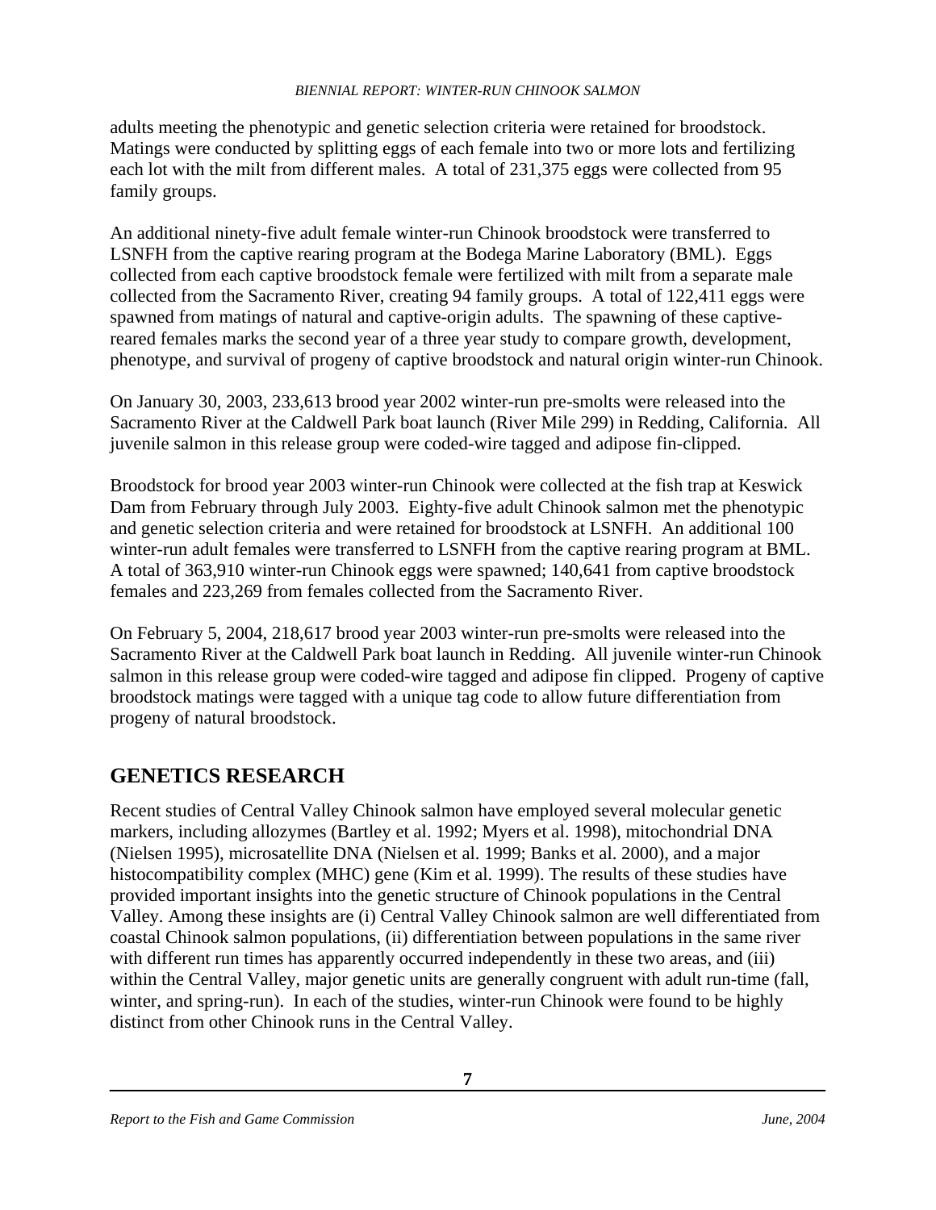adults meeting the phenotypic and genetic selection criteria were retained for broodstock. Matings were conducted by splitting eggs of each female into two or more lots and fertilizing each lot with the milt from different males. A total of 231,375 eggs were collected from 95 family groups.

An additional ninety-five adult female winter-run Chinook broodstock were transferred to LSNFH from the captive rearing program at the Bodega Marine Laboratory (BML). Eggs collected from each captive broodstock female were fertilized with milt from a separate male collected from the Sacramento River, creating 94 family groups. A total of 122,411 eggs were spawned from matings of natural and captive-origin adults. The spawning of these captive-reared females marks the second year of a three year study to compare growth, development, phenotype, and survival of progeny of captive broodstock and natural origin winter-run Chinook.

On January 30, 2003, 233,613 brood year 2002 winter-run pre-smolts were released into the Sacramento River at the Caldwell Park boat launch (River Mile 299) in Redding, California. All juvenile salmon in this release group were coded-wire tagged and adipose fin-clipped.

Broodstock for brood year 2003 winter-run Chinook were collected at the fish trap at Keswick Dam from February through July 2003. Eighty-five adult Chinook salmon met the phenotypic and genetic selection criteria and were retained for broodstock at LSNFH. An additional 100 winter-run adult females were transferred to LSNFH from the captive rearing program at BML. A total of 363,910 winter-run Chinook eggs were spawned; 140,641 from captive broodstock females and 223,269 from females collected from the Sacramento River.

On February 5, 2004, 218,617 brood year 2003 winter-run pre-smolts were released into the Sacramento River at the Caldwell Park boat launch in Redding. All juvenile winter-run Chinook salmon in this release group were coded-wire tagged and adipose fin clipped. Progeny of captive broodstock matings were tagged with a unique tag code to allow future differentiation from progeny of natural broodstock.

## GENETICS RESEARCH

Recent studies of Central Valley Chinook salmon have employed several molecular genetic markers, including allozymes (Bartley et al. 1992; Myers et al. 1998), mitochondrial DNA (Nielsen 1995), microsatellite DNA (Nielsen et al. 1999; Banks et al. 2000), and a major histocompatibility complex (MHC) gene (Kim et al. 1999). The results of these studies have provided important insights into the genetic structure of Chinook populations in the Central Valley. Among these insights are (i) Central Valley Chinook salmon are well differentiated from coastal Chinook salmon populations, (ii) differentiation between populations in the same river with different run times has apparently occurred independently in these two areas, and (iii) within the Central Valley, major genetic units are generally congruent with adult run-time (fall, winter, and spring-run). In each of the studies, winter-run Chinook were found to be highly distinct from other Chinook runs in the Central Valley.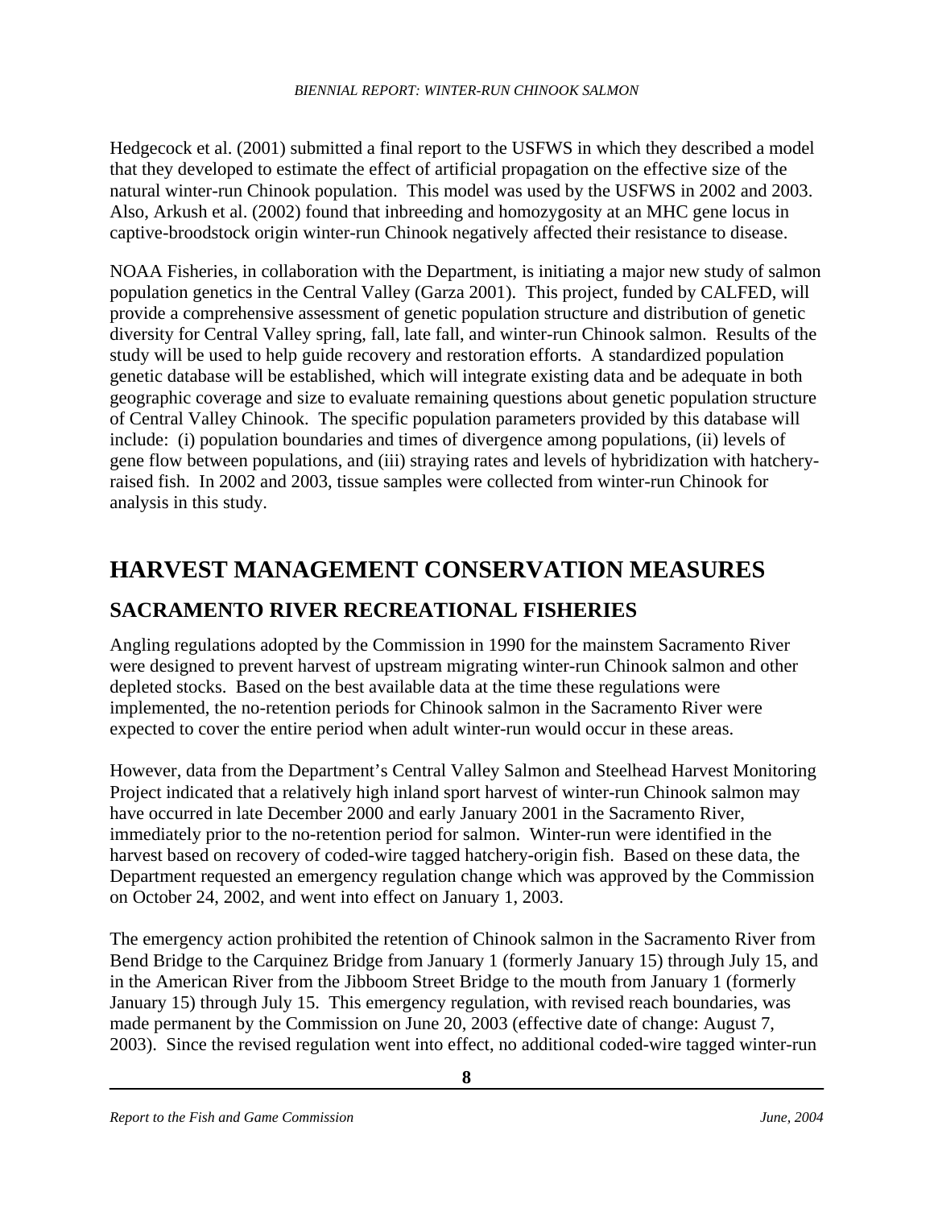Hedgecock et al. (2001) submitted a final report to the USFWS in which they described a model that they developed to estimate the effect of artificial propagation on the effective size of the natural winter-run Chinook population. This model was used by the USFWS in 2002 and 2003. Also, Arkush et al. (2002) found that inbreeding and homozygosity at an MHC gene locus in captive-broodstock origin winter-run Chinook negatively affected their resistance to disease.

NOAA Fisheries, in collaboration with the Department, is initiating a major new study of salmon population genetics in the Central Valley (Garza 2001). This project, funded by CALFED, will provide a comprehensive assessment of genetic population structure and distribution of genetic diversity for Central Valley spring, fall, late fall, and winter-run Chinook salmon. Results of the study will be used to help guide recovery and restoration efforts. A standardized population genetic database will be established, which will integrate existing data and be adequate in both geographic coverage and size to evaluate remaining questions about genetic population structure of Central Valley Chinook. The specific population parameters provided by this database will include: (i) population boundaries and times of divergence among populations, (ii) levels of gene flow between populations, and (iii) straying rates and levels of hybridization with hatchery-raised fish. In 2002 and 2003, tissue samples were collected from winter-run Chinook for analysis in this study.

# HARVEST MANAGEMENT CONSERVATION MEASURES

## SACRAMENTO RIVER RECREATIONAL FISHERIES

Angling regulations adopted by the Commission in 1990 for the mainstem Sacramento River were designed to prevent harvest of upstream migrating winter-run Chinook salmon and other depleted stocks. Based on the best available data at the time these regulations were implemented, the no-retention periods for Chinook salmon in the Sacramento River were expected to cover the entire period when adult winter-run would occur in these areas.

However, data from the Department's Central Valley Salmon and Steelhead Harvest Monitoring Project indicated that a relatively high inland sport harvest of winter-run Chinook salmon may have occurred in late December 2000 and early January 2001 in the Sacramento River, immediately prior to the no-retention period for salmon. Winter-run were identified in the harvest based on recovery of coded-wire tagged hatchery-origin fish. Based on these data, the Department requested an emergency regulation change which was approved by the Commission on October 24, 2002, and went into effect on January 1, 2003.

The emergency action prohibited the retention of Chinook salmon in the Sacramento River from Bend Bridge to the Carquinez Bridge from January 1 (formerly January 15) through July 15, and in the American River from the Jibboom Street Bridge to the mouth from January 1 (formerly January 15) through July 15. This emergency regulation, with revised reach boundaries, was made permanent by the Commission on June 20, 2003 (effective date of change: August 7, 2003). Since the revised regulation went into effect, no additional coded-wire tagged winter-run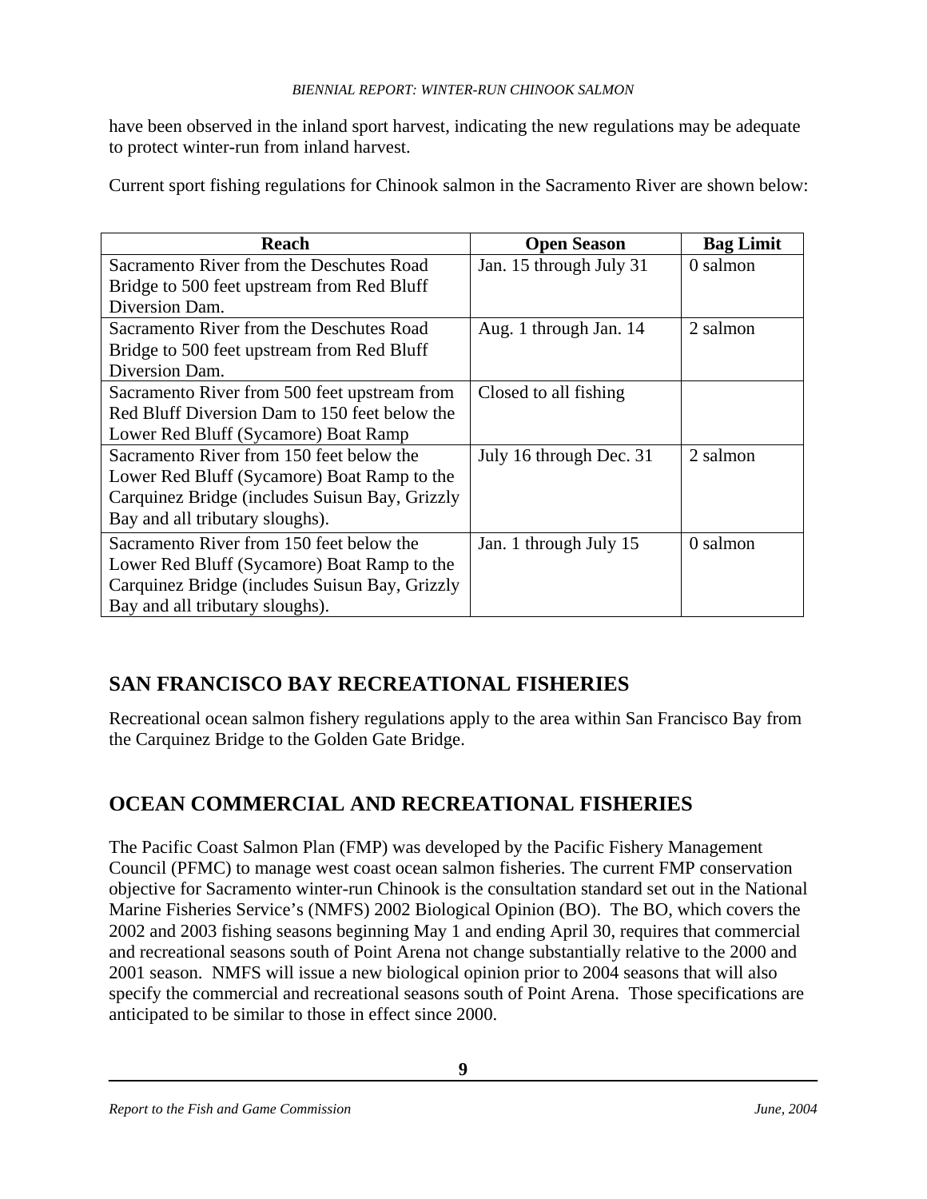have been observed in the inland sport harvest, indicating the new regulations may be adequate to protect winter-run from inland harvest.

Current sport fishing regulations for Chinook salmon in the Sacramento River are shown below:

| Reach | Open Season | Bag Limit |
|---|---|---|
| Sacramento River from the Deschutes Road Bridge to 500 feet upstream from Red Bluff Diversion Dam. | Jan. 15 through July 31 | 0 salmon |
| Sacramento River from the Deschutes Road Bridge to 500 feet upstream from Red Bluff Diversion Dam. | Aug. 1 through Jan. 14 | 2 salmon |
| Sacramento River from 500 feet upstream from Red Bluff Diversion Dam to 150 feet below the Lower Red Bluff (Sycamore) Boat Ramp | Closed to all fishing | |
| Sacramento River from 150 feet below the Lower Red Bluff (Sycamore) Boat Ramp to the Carquinez Bridge (includes Suisun Bay, Grizzly Bay and all tributary sloughs). | July 16 through Dec. 31 | 2 salmon |
| Sacramento River from 150 feet below the Lower Red Bluff (Sycamore) Boat Ramp to the Carquinez Bridge (includes Suisun Bay, Grizzly Bay and all tributary sloughs). | Jan. 1 through July 15 | 0 salmon |

## SAN FRANCISCO BAY RECREATIONAL FISHERIES

Recreational ocean salmon fishery regulations apply to the area within San Francisco Bay from the Carquinez Bridge to the Golden Gate Bridge.

## OCEAN COMMERCIAL AND RECREATIONAL FISHERIES

The Pacific Coast Salmon Plan (FMP) was developed by the Pacific Fishery Management Council (PFMC) to manage west coast ocean salmon fisheries. The current FMP conservation objective for Sacramento winter-run Chinook is the consultation standard set out in the National Marine Fisheries Service's (NMFS) 2002 Biological Opinion (BO). The BO, which covers the 2002 and 2003 fishing seasons beginning May 1 and ending April 30, requires that commercial and recreational seasons south of Point Arena not change substantially relative to the 2000 and 2001 season. NMFS will issue a new biological opinion prior to 2004 seasons that will also specify the commercial and recreational seasons south of Point Arena. Those specifications are anticipated to be similar to those in effect since 2000.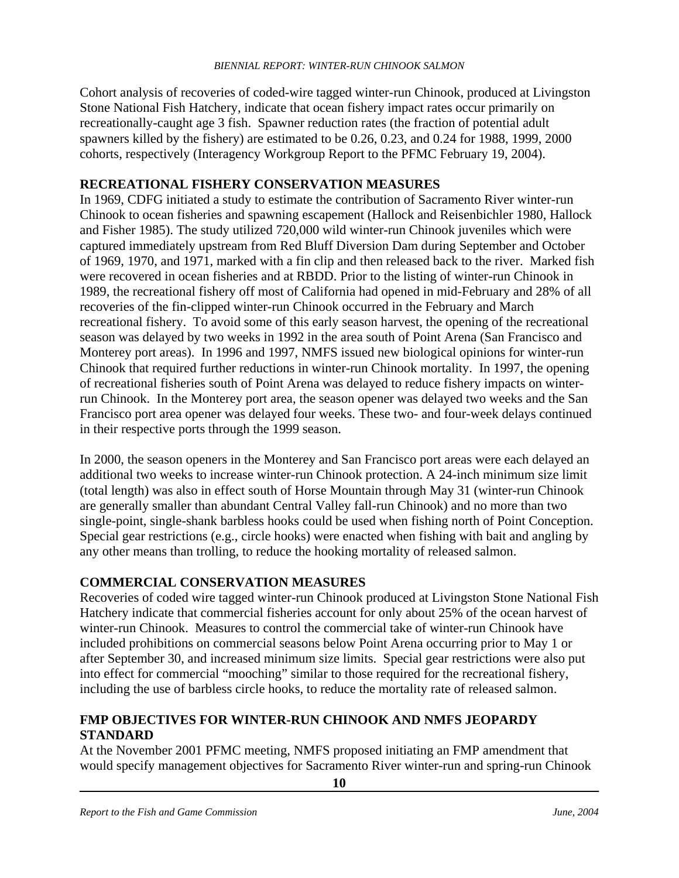Cohort analysis of recoveries of coded-wire tagged winter-run Chinook, produced at Livingston Stone National Fish Hatchery, indicate that ocean fishery impact rates occur primarily on recreationally-caught age 3 fish. Spawner reduction rates (the fraction of potential adult spawners killed by the fishery) are estimated to be 0.26, 0.23, and 0.24 for 1988, 1999, 2000 cohorts, respectively (Interagency Workgroup Report to the PFMC February 19, 2004).

## RECREATIONAL FISHERY CONSERVATION MEASURES

In 1969, CDFG initiated a study to estimate the contribution of Sacramento River winter-run Chinook to ocean fisheries and spawning escapement (Hallock and Reisenbichler 1980, Hallock and Fisher 1985). The study utilized 720,000 wild winter-run Chinook juveniles which were captured immediately upstream from Red Bluff Diversion Dam during September and October of 1969, 1970, and 1971, marked with a fin clip and then released back to the river. Marked fish were recovered in ocean fisheries and at RBDD. Prior to the listing of winter-run Chinook in 1989, the recreational fishery off most of California had opened in mid-February and 28% of all recoveries of the fin-clipped winter-run Chinook occurred in the February and March recreational fishery. To avoid some of this early season harvest, the opening of the recreational season was delayed by two weeks in 1992 in the area south of Point Arena (San Francisco and Monterey port areas). In 1996 and 1997, NMFS issued new biological opinions for winter-run Chinook that required further reductions in winter-run Chinook mortality. In 1997, the opening of recreational fisheries south of Point Arena was delayed to reduce fishery impacts on winter-run Chinook. In the Monterey port area, the season opener was delayed two weeks and the San Francisco port area opener was delayed four weeks. These two- and four-week delays continued in their respective ports through the 1999 season.

In 2000, the season openers in the Monterey and San Francisco port areas were each delayed an additional two weeks to increase winter-run Chinook protection. A 24-inch minimum size limit (total length) was also in effect south of Horse Mountain through May 31 (winter-run Chinook are generally smaller than abundant Central Valley fall-run Chinook) and no more than two single-point, single-shank barbless hooks could be used when fishing north of Point Conception. Special gear restrictions (e.g., circle hooks) were enacted when fishing with bait and angling by any other means than trolling, to reduce the hooking mortality of released salmon.

## COMMERCIAL CONSERVATION MEASURES

Recoveries of coded wire tagged winter-run Chinook produced at Livingston Stone National Fish Hatchery indicate that commercial fisheries account for only about 25% of the ocean harvest of winter-run Chinook. Measures to control the commercial take of winter-run Chinook have included prohibitions on commercial seasons below Point Arena occurring prior to May 1 or after September 30, and increased minimum size limits. Special gear restrictions were also put into effect for commercial "mooching" similar to those required for the recreational fishery, including the use of barbless circle hooks, to reduce the mortality rate of released salmon.

## FMP OBJECTIVES FOR WINTER-RUN CHINOOK AND NMFS JEOPARDY STANDARD

At the November 2001 PFMC meeting, NMFS proposed initiating an FMP amendment that would specify management objectives for Sacramento River winter-run and spring-run Chinook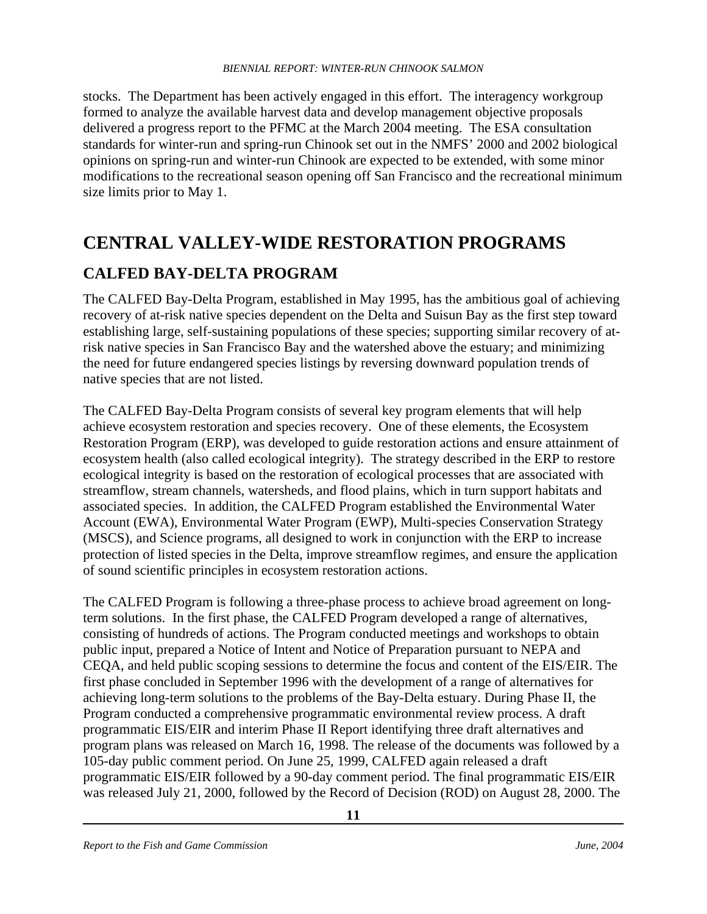stocks. The Department has been actively engaged in this effort. The interagency workgroup formed to analyze the available harvest data and develop management objective proposals delivered a progress report to the PFMC at the March 2004 meeting. The ESA consultation standards for winter-run and spring-run Chinook set out in the NMFS' 2000 and 2002 biological opinions on spring-run and winter-run Chinook are expected to be extended, with some minor modifications to the recreational season opening off San Francisco and the recreational minimum size limits prior to May 1.

# CENTRAL VALLEY-WIDE RESTORATION PROGRAMS

## CALFED BAY-DELTA PROGRAM

The CALFED Bay-Delta Program, established in May 1995, has the ambitious goal of achieving recovery of at-risk native species dependent on the Delta and Suisun Bay as the first step toward establishing large, self-sustaining populations of these species; supporting similar recovery of at-risk native species in San Francisco Bay and the watershed above the estuary; and minimizing the need for future endangered species listings by reversing downward population trends of native species that are not listed.

The CALFED Bay-Delta Program consists of several key program elements that will help achieve ecosystem restoration and species recovery. One of these elements, the Ecosystem Restoration Program (ERP), was developed to guide restoration actions and ensure attainment of ecosystem health (also called ecological integrity). The strategy described in the ERP to restore ecological integrity is based on the restoration of ecological processes that are associated with streamflow, stream channels, watersheds, and flood plains, which in turn support habitats and associated species. In addition, the CALFED Program established the Environmental Water Account (EWA), Environmental Water Program (EWP), Multi-species Conservation Strategy (MSCS), and Science programs, all designed to work in conjunction with the ERP to increase protection of listed species in the Delta, improve streamflow regimes, and ensure the application of sound scientific principles in ecosystem restoration actions.

The CALFED Program is following a three-phase process to achieve broad agreement on long-term solutions. In the first phase, the CALFED Program developed a range of alternatives, consisting of hundreds of actions. The Program conducted meetings and workshops to obtain public input, prepared a Notice of Intent and Notice of Preparation pursuant to NEPA and CEQA, and held public scoping sessions to determine the focus and content of the EIS/EIR. The first phase concluded in September 1996 with the development of a range of alternatives for achieving long-term solutions to the problems of the Bay-Delta estuary. During Phase II, the Program conducted a comprehensive programmatic environmental review process. A draft programmatic EIS/EIR and interim Phase II Report identifying three draft alternatives and program plans was released on March 16, 1998. The release of the documents was followed by a 105-day public comment period. On June 25, 1999, CALFED again released a draft programmatic EIS/EIR followed by a 90-day comment period. The final programmatic EIS/EIR was released July 21, 2000, followed by the Record of Decision (ROD) on August 28, 2000. The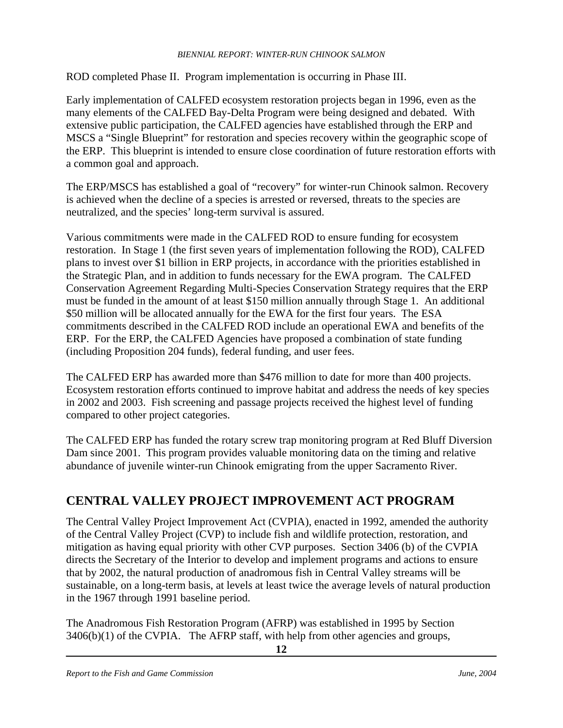ROD completed Phase II. Program implementation is occurring in Phase III.

Early implementation of CALFED ecosystem restoration projects began in 1996, even as the many elements of the CALFED Bay-Delta Program were being designed and debated. With extensive public participation, the CALFED agencies have established through the ERP and MSCS a "Single Blueprint" for restoration and species recovery within the geographic scope of the ERP. This blueprint is intended to ensure close coordination of future restoration efforts with a common goal and approach.

The ERP/MSCS has established a goal of "recovery" for winter-run Chinook salmon. Recovery is achieved when the decline of a species is arrested or reversed, threats to the species are neutralized, and the species' long-term survival is assured.

Various commitments were made in the CALFED ROD to ensure funding for ecosystem restoration. In Stage 1 (the first seven years of implementation following the ROD), CALFED plans to invest over $1 billion in ERP projects, in accordance with the priorities established in the Strategic Plan, and in addition to funds necessary for the EWA program. The CALFED Conservation Agreement Regarding Multi-Species Conservation Strategy requires that the ERP must be funded in the amount of at least $150 million annually through Stage 1. An additional $50 million will be allocated annually for the EWA for the first four years. The ESA commitments described in the CALFED ROD include an operational EWA and benefits of the ERP. For the ERP, the CALFED Agencies have proposed a combination of state funding (including Proposition 204 funds), federal funding, and user fees.

The CALFED ERP has awarded more than $476 million to date for more than 400 projects. Ecosystem restoration efforts continued to improve habitat and address the needs of key species in 2002 and 2003. Fish screening and passage projects received the highest level of funding compared to other project categories.

The CALFED ERP has funded the rotary screw trap monitoring program at Red Bluff Diversion Dam since 2001. This program provides valuable monitoring data on the timing and relative abundance of juvenile winter-run Chinook emigrating from the upper Sacramento River.

## CENTRAL VALLEY PROJECT IMPROVEMENT ACT PROGRAM

The Central Valley Project Improvement Act (CVPIA), enacted in 1992, amended the authority of the Central Valley Project (CVP) to include fish and wildlife protection, restoration, and mitigation as having equal priority with other CVP purposes. Section 3406 (b) of the CVPIA directs the Secretary of the Interior to develop and implement programs and actions to ensure that by 2002, the natural production of anadromous fish in Central Valley streams will be sustainable, on a long-term basis, at levels at least twice the average levels of natural production in the 1967 through 1991 baseline period.

The Anadromous Fish Restoration Program (AFRP) was established in 1995 by Section 3406(b)(1) of the CVPIA. The AFRP staff, with help from other agencies and groups,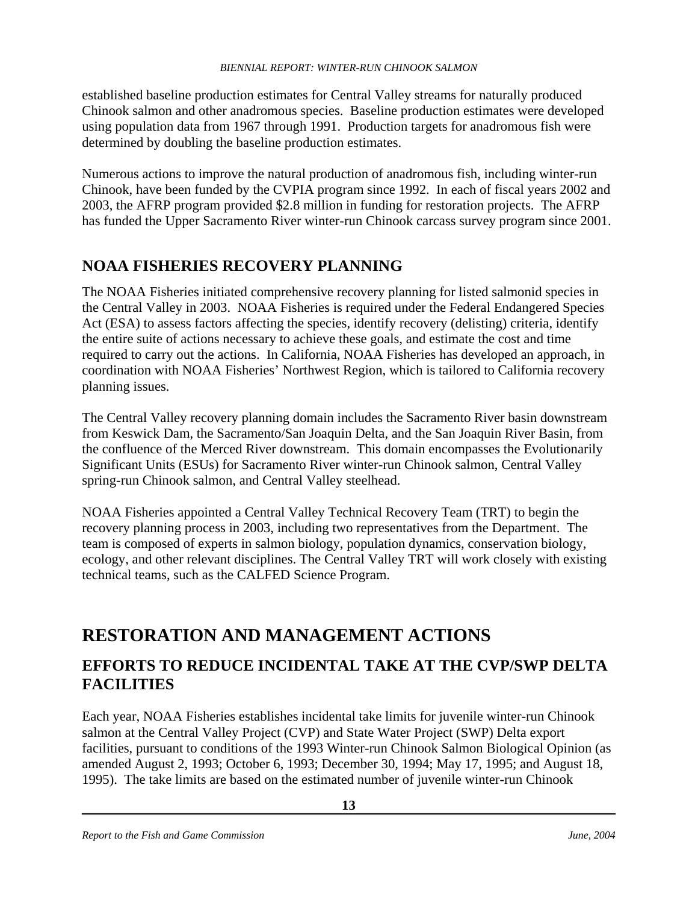established baseline production estimates for Central Valley streams for naturally produced Chinook salmon and other anadromous species. Baseline production estimates were developed using population data from 1967 through 1991. Production targets for anadromous fish were determined by doubling the baseline production estimates.

Numerous actions to improve the natural production of anadromous fish, including winter-run Chinook, have been funded by the CVPIA program since 1992. In each of fiscal years 2002 and 2003, the AFRP program provided $2.8 million in funding for restoration projects. The AFRP has funded the Upper Sacramento River winter-run Chinook carcass survey program since 2001.

## NOAA FISHERIES RECOVERY PLANNING

The NOAA Fisheries initiated comprehensive recovery planning for listed salmonid species in the Central Valley in 2003. NOAA Fisheries is required under the Federal Endangered Species Act (ESA) to assess factors affecting the species, identify recovery (delisting) criteria, identify the entire suite of actions necessary to achieve these goals, and estimate the cost and time required to carry out the actions. In California, NOAA Fisheries has developed an approach, in coordination with NOAA Fisheries' Northwest Region, which is tailored to California recovery planning issues.

The Central Valley recovery planning domain includes the Sacramento River basin downstream from Keswick Dam, the Sacramento/San Joaquin Delta, and the San Joaquin River Basin, from the confluence of the Merced River downstream. This domain encompasses the Evolutionarily Significant Units (ESUs) for Sacramento River winter-run Chinook salmon, Central Valley spring-run Chinook salmon, and Central Valley steelhead.

NOAA Fisheries appointed a Central Valley Technical Recovery Team (TRT) to begin the recovery planning process in 2003, including two representatives from the Department. The team is composed of experts in salmon biology, population dynamics, conservation biology, ecology, and other relevant disciplines. The Central Valley TRT will work closely with existing technical teams, such as the CALFED Science Program.

# RESTORATION AND MANAGEMENT ACTIONS

## EFFORTS TO REDUCE INCIDENTAL TAKE AT THE CVP/SWP DELTA FACILITIES

Each year, NOAA Fisheries establishes incidental take limits for juvenile winter-run Chinook salmon at the Central Valley Project (CVP) and State Water Project (SWP) Delta export facilities, pursuant to conditions of the 1993 Winter-run Chinook Salmon Biological Opinion (as amended August 2, 1993; October 6, 1993; December 30, 1994; May 17, 1995; and August 18, 1995). The take limits are based on the estimated number of juvenile winter-run Chinook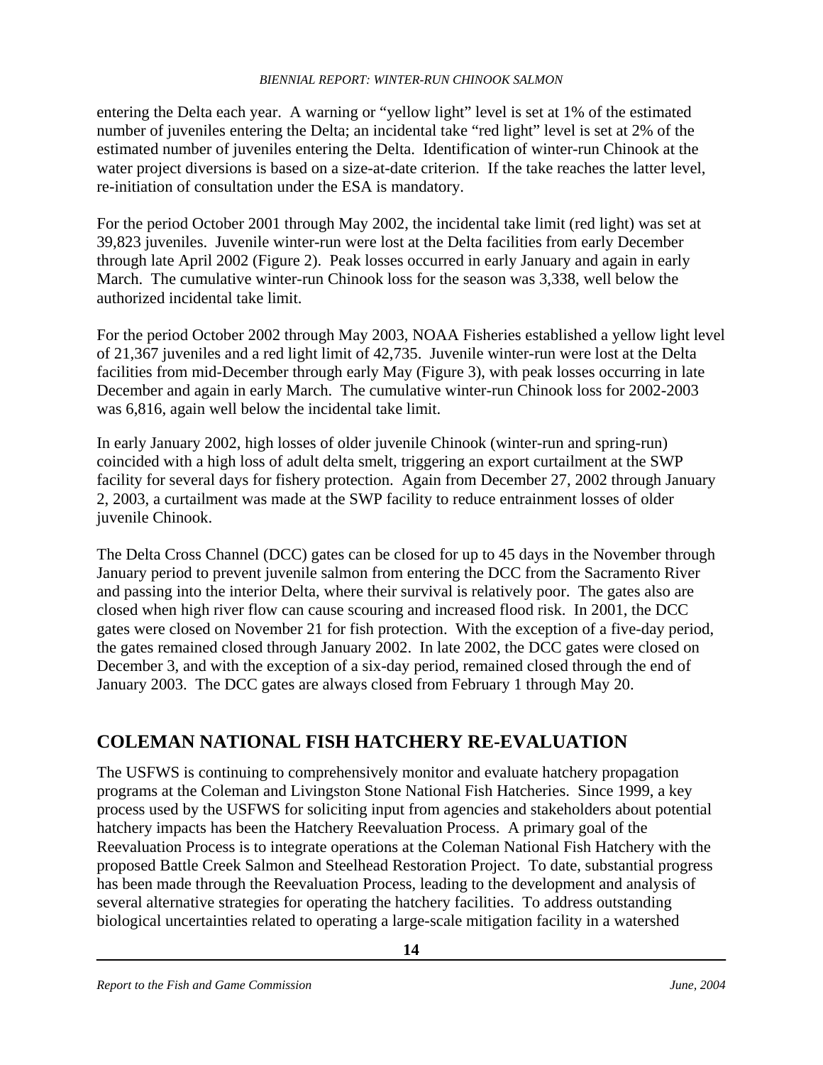entering the Delta each year. A warning or "yellow light" level is set at 1% of the estimated number of juveniles entering the Delta; an incidental take "red light" level is set at 2% of the estimated number of juveniles entering the Delta. Identification of winter-run Chinook at the water project diversions is based on a size-at-date criterion. If the take reaches the latter level, re-initiation of consultation under the ESA is mandatory.

For the period October 2001 through May 2002, the incidental take limit (red light) was set at 39,823 juveniles. Juvenile winter-run were lost at the Delta facilities from early December through late April 2002 (Figure 2). Peak losses occurred in early January and again in early March. The cumulative winter-run Chinook loss for the season was 3,338, well below the authorized incidental take limit.

For the period October 2002 through May 2003, NOAA Fisheries established a yellow light level of 21,367 juveniles and a red light limit of 42,735. Juvenile winter-run were lost at the Delta facilities from mid-December through early May (Figure 3), with peak losses occurring in late December and again in early March. The cumulative winter-run Chinook loss for 2002-2003 was 6,816, again well below the incidental take limit.

In early January 2002, high losses of older juvenile Chinook (winter-run and spring-run) coincided with a high loss of adult delta smelt, triggering an export curtailment at the SWP facility for several days for fishery protection. Again from December 27, 2002 through January 2, 2003, a curtailment was made at the SWP facility to reduce entrainment losses of older juvenile Chinook.

The Delta Cross Channel (DCC) gates can be closed for up to 45 days in the November through January period to prevent juvenile salmon from entering the DCC from the Sacramento River and passing into the interior Delta, where their survival is relatively poor. The gates also are closed when high river flow can cause scouring and increased flood risk. In 2001, the DCC gates were closed on November 21 for fish protection. With the exception of a five-day period, the gates remained closed through January 2002. In late 2002, the DCC gates were closed on December 3, and with the exception of a six-day period, remained closed through the end of January 2003. The DCC gates are always closed from February 1 through May 20.

## COLEMAN NATIONAL FISH HATCHERY RE-EVALUATION

The USFWS is continuing to comprehensively monitor and evaluate hatchery propagation programs at the Coleman and Livingston Stone National Fish Hatcheries. Since 1999, a key process used by the USFWS for soliciting input from agencies and stakeholders about potential hatchery impacts has been the Hatchery Reevaluation Process. A primary goal of the Reevaluation Process is to integrate operations at the Coleman National Fish Hatchery with the proposed Battle Creek Salmon and Steelhead Restoration Project. To date, substantial progress has been made through the Reevaluation Process, leading to the development and analysis of several alternative strategies for operating the hatchery facilities. To address outstanding biological uncertainties related to operating a large-scale mitigation facility in a watershed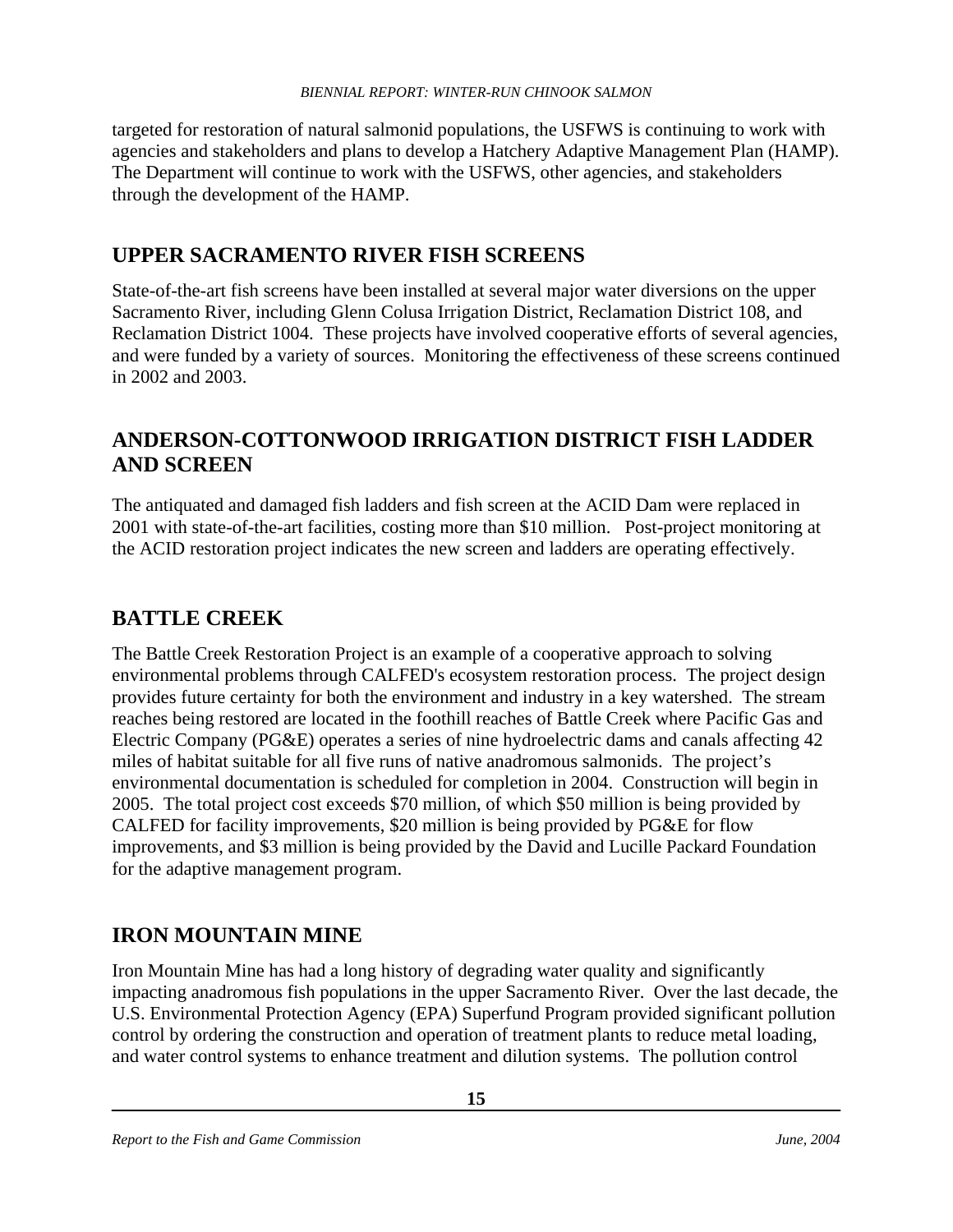targeted for restoration of natural salmonid populations, the USFWS is continuing to work with agencies and stakeholders and plans to develop a Hatchery Adaptive Management Plan (HAMP). The Department will continue to work with the USFWS, other agencies, and stakeholders through the development of the HAMP.

## UPPER SACRAMENTO RIVER FISH SCREENS

State-of-the-art fish screens have been installed at several major water diversions on the upper Sacramento River, including Glenn Colusa Irrigation District, Reclamation District 108, and Reclamation District 1004. These projects have involved cooperative efforts of several agencies, and were funded by a variety of sources. Monitoring the effectiveness of these screens continued in 2002 and 2003.

## ANDERSON-COTTONWOOD IRRIGATION DISTRICT FISH LADDER AND SCREEN

The antiquated and damaged fish ladders and fish screen at the ACID Dam were replaced in 2001 with state-of-the-art facilities, costing more than $10 million. Post-project monitoring at the ACID restoration project indicates the new screen and ladders are operating effectively.

## BATTLE CREEK

The Battle Creek Restoration Project is an example of a cooperative approach to solving environmental problems through CALFED's ecosystem restoration process. The project design provides future certainty for both the environment and industry in a key watershed. The stream reaches being restored are located in the foothill reaches of Battle Creek where Pacific Gas and Electric Company (PG&E) operates a series of nine hydroelectric dams and canals affecting 42 miles of habitat suitable for all five runs of native anadromous salmonids. The project's environmental documentation is scheduled for completion in 2004. Construction will begin in 2005. The total project cost exceeds $70 million, of which $50 million is being provided by CALFED for facility improvements, $20 million is being provided by PG&E for flow improvements, and $3 million is being provided by the David and Lucille Packard Foundation for the adaptive management program.

## IRON MOUNTAIN MINE

Iron Mountain Mine has had a long history of degrading water quality and significantly impacting anadromous fish populations in the upper Sacramento River. Over the last decade, the U.S. Environmental Protection Agency (EPA) Superfund Program provided significant pollution control by ordering the construction and operation of treatment plants to reduce metal loading, and water control systems to enhance treatment and dilution systems. The pollution control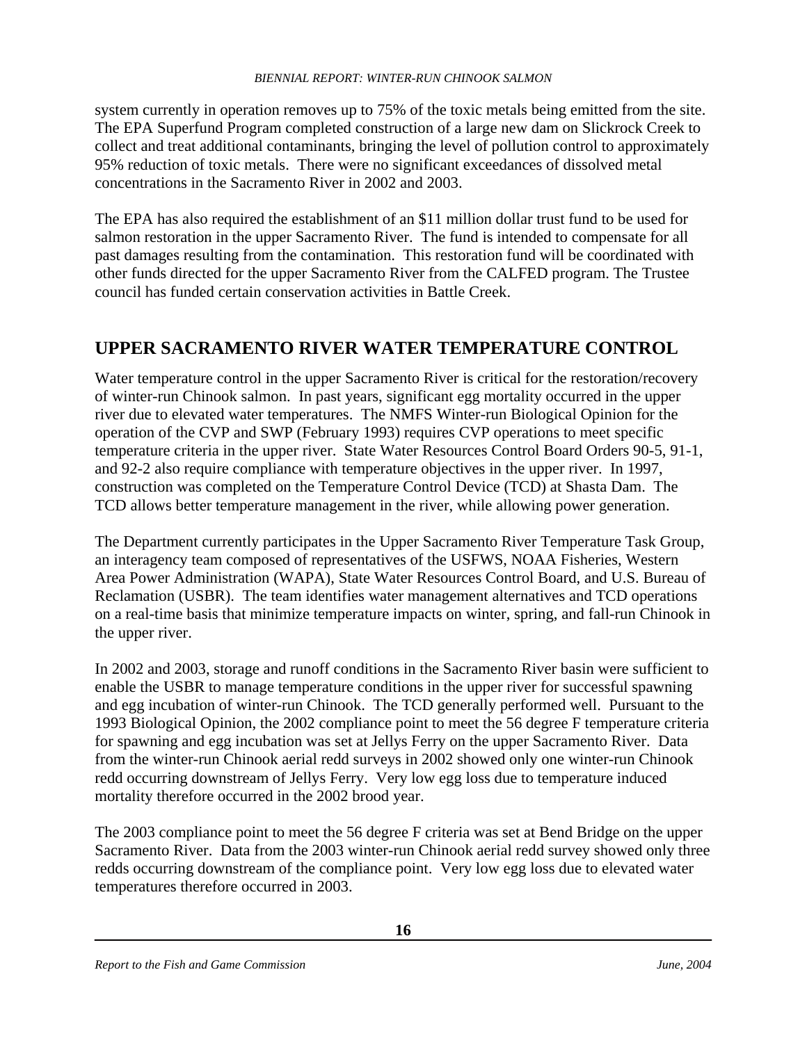system currently in operation removes up to 75% of the toxic metals being emitted from the site. The EPA Superfund Program completed construction of a large new dam on Slickrock Creek to collect and treat additional contaminants, bringing the level of pollution control to approximately 95% reduction of toxic metals. There were no significant exceedances of dissolved metal concentrations in the Sacramento River in 2002 and 2003.

The EPA has also required the establishment of an $11 million dollar trust fund to be used for salmon restoration in the upper Sacramento River. The fund is intended to compensate for all past damages resulting from the contamination. This restoration fund will be coordinated with other funds directed for the upper Sacramento River from the CALFED program. The Trustee council has funded certain conservation activities in Battle Creek.

## UPPER SACRAMENTO RIVER WATER TEMPERATURE CONTROL

Water temperature control in the upper Sacramento River is critical for the restoration/recovery of winter-run Chinook salmon. In past years, significant egg mortality occurred in the upper river due to elevated water temperatures. The NMFS Winter-run Biological Opinion for the operation of the CVP and SWP (February 1993) requires CVP operations to meet specific temperature criteria in the upper river. State Water Resources Control Board Orders 90-5, 91-1, and 92-2 also require compliance with temperature objectives in the upper river. In 1997, construction was completed on the Temperature Control Device (TCD) at Shasta Dam. The TCD allows better temperature management in the river, while allowing power generation.

The Department currently participates in the Upper Sacramento River Temperature Task Group, an interagency team composed of representatives of the USFWS, NOAA Fisheries, Western Area Power Administration (WAPA), State Water Resources Control Board, and U.S. Bureau of Reclamation (USBR). The team identifies water management alternatives and TCD operations on a real-time basis that minimize temperature impacts on winter, spring, and fall-run Chinook in the upper river.

In 2002 and 2003, storage and runoff conditions in the Sacramento River basin were sufficient to enable the USBR to manage temperature conditions in the upper river for successful spawning and egg incubation of winter-run Chinook. The TCD generally performed well. Pursuant to the 1993 Biological Opinion, the 2002 compliance point to meet the 56 degree F temperature criteria for spawning and egg incubation was set at Jellys Ferry on the upper Sacramento River. Data from the winter-run Chinook aerial redd surveys in 2002 showed only one winter-run Chinook redd occurring downstream of Jellys Ferry. Very low egg loss due to temperature induced mortality therefore occurred in the 2002 brood year.

The 2003 compliance point to meet the 56 degree F criteria was set at Bend Bridge on the upper Sacramento River. Data from the 2003 winter-run Chinook aerial redd survey showed only three redds occurring downstream of the compliance point. Very low egg loss due to elevated water temperatures therefore occurred in 2003.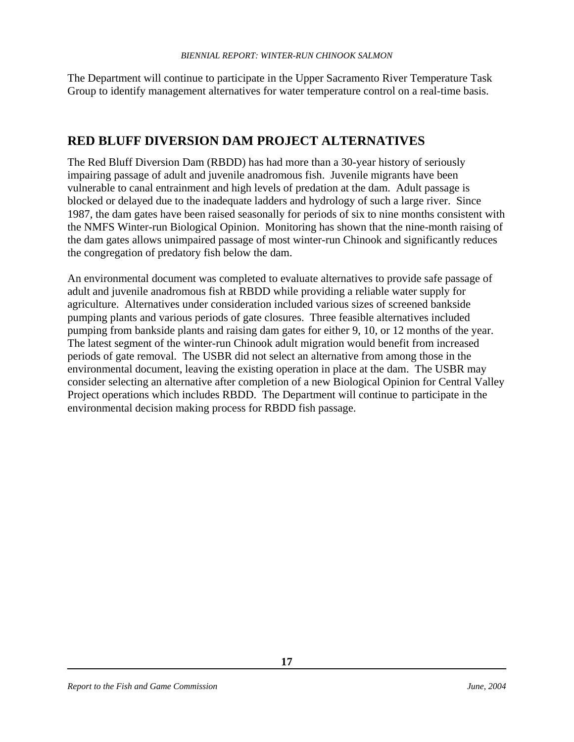The Department will continue to participate in the Upper Sacramento River Temperature Task Group to identify management alternatives for water temperature control on a real-time basis.

## RED BLUFF DIVERSION DAM PROJECT ALTERNATIVES

The Red Bluff Diversion Dam (RBDD) has had more than a 30-year history of seriously impairing passage of adult and juvenile anadromous fish. Juvenile migrants have been vulnerable to canal entrainment and high levels of predation at the dam. Adult passage is blocked or delayed due to the inadequate ladders and hydrology of such a large river. Since 1987, the dam gates have been raised seasonally for periods of six to nine months consistent with the NMFS Winter-run Biological Opinion. Monitoring has shown that the nine-month raising of the dam gates allows unimpaired passage of most winter-run Chinook and significantly reduces the congregation of predatory fish below the dam.

An environmental document was completed to evaluate alternatives to provide safe passage of adult and juvenile anadromous fish at RBDD while providing a reliable water supply for agriculture. Alternatives under consideration included various sizes of screened bankside pumping plants and various periods of gate closures. Three feasible alternatives included pumping from bankside plants and raising dam gates for either 9, 10, or 12 months of the year. The latest segment of the winter-run Chinook adult migration would benefit from increased periods of gate removal. The USBR did not select an alternative from among those in the environmental document, leaving the existing operation in place at the dam. The USBR may consider selecting an alternative after completion of a new Biological Opinion for Central Valley Project operations which includes RBDD. The Department will continue to participate in the environmental decision making process for RBDD fish passage.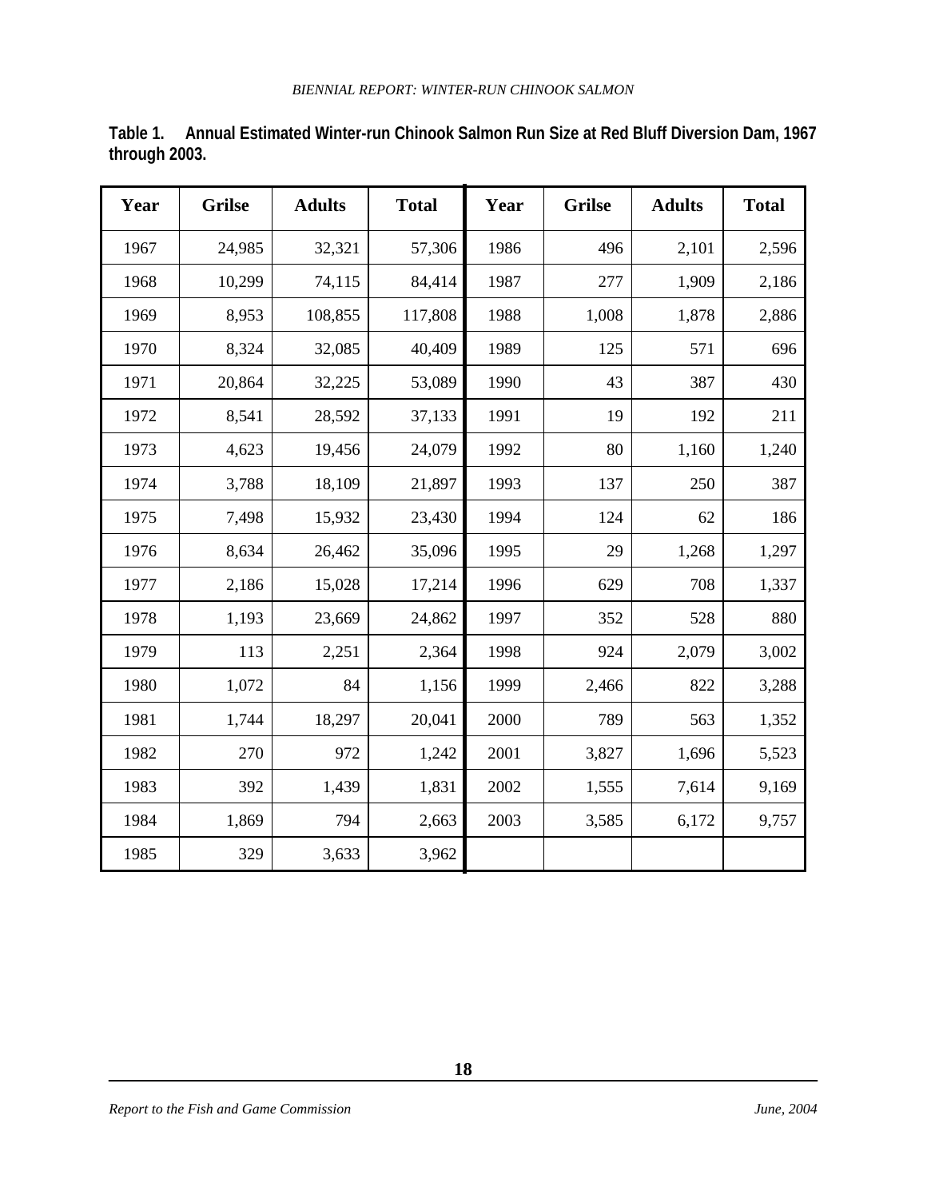**Table 1. Annual Estimated Winter-run Chinook Salmon Run Size at Red Bluff Diversion Dam, 1967 through 2003.**

| Year | Grilse | Adults | Total | Year | Grilse | Adults | Total |
|---|---|---|---|---|---|---|---|
| 1967 | 24,985 | 32,321 | 57,306 | 1986 | 496 | 2,101 | 2,596 |
| 1968 | 10,299 | 74,115 | 84,414 | 1987 | 277 | 1,909 | 2,186 |
| 1969 | 8,953 | 108,855 | 117,808 | 1988 | 1,008 | 1,878 | 2,886 |
| 1970 | 8,324 | 32,085 | 40,409 | 1989 | 125 | 571 | 696 |
| 1971 | 20,864 | 32,225 | 53,089 | 1990 | 43 | 387 | 430 |
| 1972 | 8,541 | 28,592 | 37,133 | 1991 | 19 | 192 | 211 |
| 1973 | 4,623 | 19,456 | 24,079 | 1992 | 80 | 1,160 | 1,240 |
| 1974 | 3,788 | 18,109 | 21,897 | 1993 | 137 | 250 | 387 |
| 1975 | 7,498 | 15,932 | 23,430 | 1994 | 124 | 62 | 186 |
| 1976 | 8,634 | 26,462 | 35,096 | 1995 | 29 | 1,268 | 1,297 |
| 1977 | 2,186 | 15,028 | 17,214 | 1996 | 629 | 708 | 1,337 |
| 1978 | 1,193 | 23,669 | 24,862 | 1997 | 352 | 528 | 880 |
| 1979 | 113 | 2,251 | 2,364 | 1998 | 924 | 2,079 | 3,002 |
| 1980 | 1,072 | 84 | 1,156 | 1999 | 2,466 | 822 | 3,288 |
| 1981 | 1,744 | 18,297 | 20,041 | 2000 | 789 | 563 | 1,352 |
| 1982 | 270 | 972 | 1,242 | 2001 | 3,827 | 1,696 | 5,523 |
| 1983 | 392 | 1,439 | 1,831 | 2002 | 1,555 | 7,614 | 9,169 |
| 1984 | 1,869 | 794 | 2,663 | 2003 | 3,585 | 6,172 | 9,757 |
| 1985 | 329 | 3,633 | 3,962 | | | | |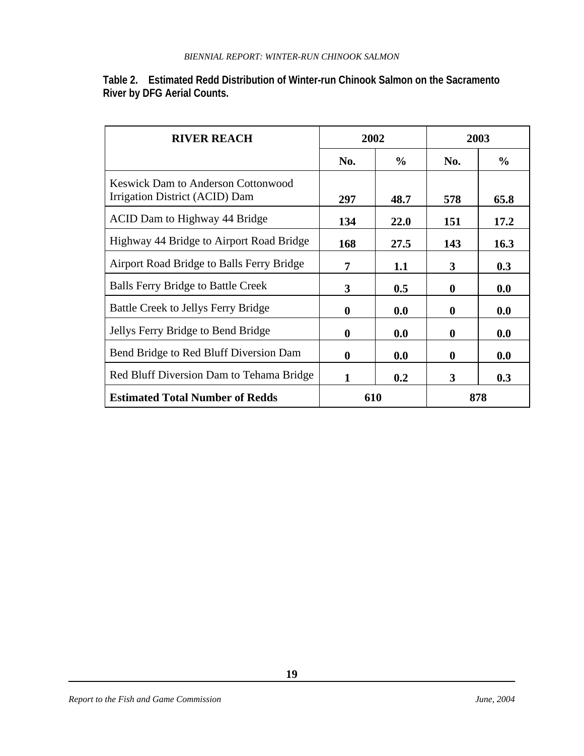**Table 2. Estimated Redd Distribution of Winter-run Chinook Salmon on the Sacramento River by DFG Aerial Counts.**

| RIVER REACH | 2002 | | 2003 | |
|---|---|---|---|---|
| | No. | % | No. | % |
| Keswick Dam to Anderson Cottonwood Irrigation District (ACID) Dam | **297** | **48.7** | **578** | **65.8** |
| ACID Dam to Highway 44 Bridge | **134** | **22.0** | **151** | **17.2** |
| Highway 44 Bridge to Airport Road Bridge | **168** | **27.5** | **143** | **16.3** |
| Airport Road Bridge to Balls Ferry Bridge | **7** | **1.1** | **3** | **0.3** |
| Balls Ferry Bridge to Battle Creek | **3** | **0.5** | **0** | **0.0** |
| Battle Creek to Jellys Ferry Bridge | **0** | **0.0** | **0** | **0.0** |
| Jellys Ferry Bridge to Bend Bridge | **0** | **0.0** | **0** | **0.0** |
| Bend Bridge to Red Bluff Diversion Dam | **0** | **0.0** | **0** | **0.0** |
| Red Bluff Diversion Dam to Tehama Bridge | **1** | **0.2** | **3** | **0.3** |
| **Estimated Total Number of Redds** | **610** | | **878** | |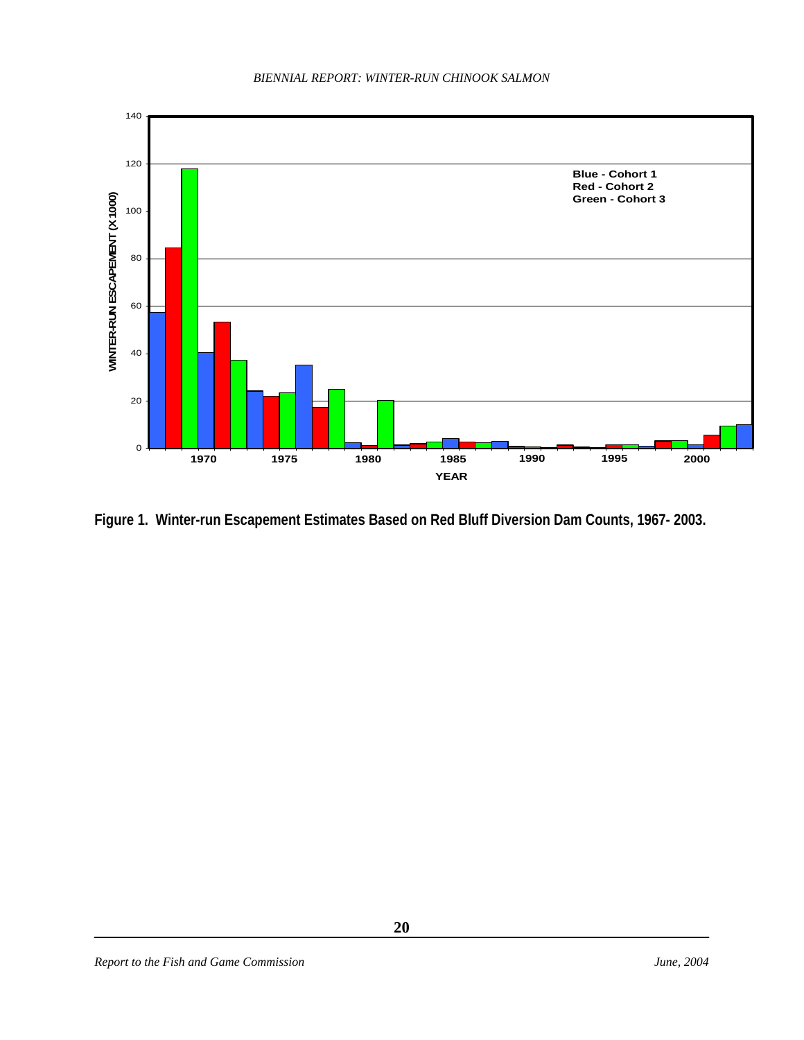Figure 1. Winter-run Escapement Estimates Based on Red Bluff Diversion Dam Counts, 1967- 2003.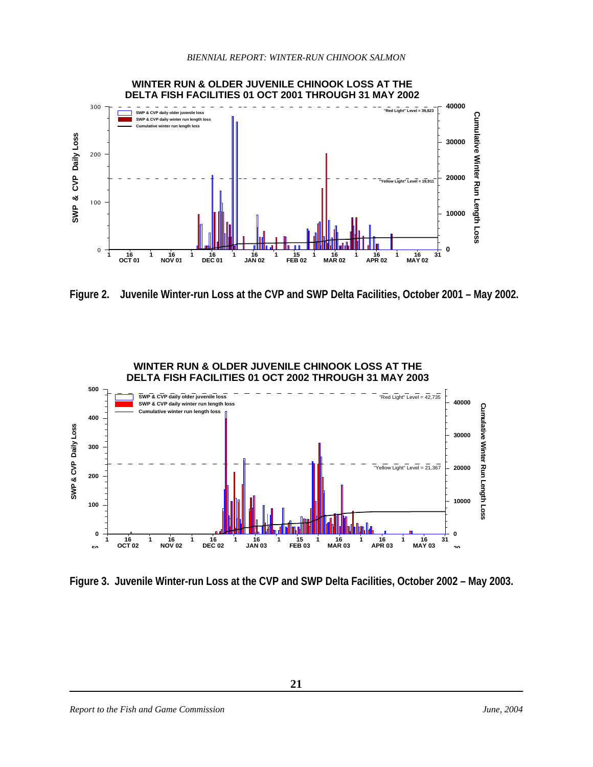**WINTER RUN & OLDER JUVENILE CHINOOK LOSS AT THE DELTA FISH FACILITIES 01 OCT 2001 THROUGH 31 MAY 2002**

**Figure 2. Juvenile Winter-run Loss at the CVP and SWP Delta Facilities, October 2001 – May 2002.**

**WINTER RUN & OLDER JUVENILE CHINOOK LOSS AT THE DELTA FISH FACILITIES 01 OCT 2002 THROUGH 31 MAY 2003**

**Figure 3. Juvenile Winter-run Loss at the CVP and SWP Delta Facilities, October 2002 – May 2003.**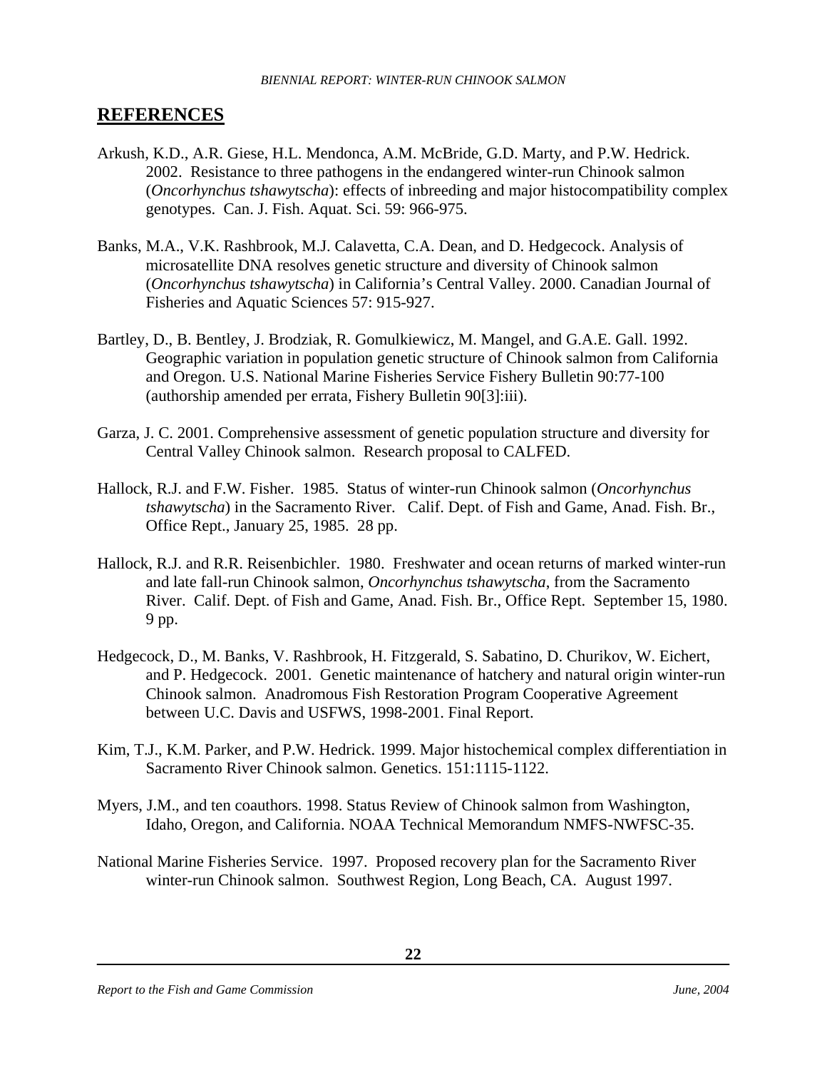## REFERENCES

Arkush, K.D., A.R. Giese, H.L. Mendonca, A.M. McBride, G.D. Marty, and P.W. Hedrick. 2002. Resistance to three pathogens in the endangered winter-run Chinook salmon (*Oncorhynchus tshawytscha*): effects of inbreeding and major histocompatibility complex genotypes. Can. J. Fish. Aquat. Sci. 59: 966-975.

Banks, M.A., V.K. Rashbrook, M.J. Calavetta, C.A. Dean, and D. Hedgecock. Analysis of microsatellite DNA resolves genetic structure and diversity of Chinook salmon (*Oncorhynchus tshawytscha*) in California's Central Valley. 2000. Canadian Journal of Fisheries and Aquatic Sciences 57: 915-927.

Bartley, D., B. Bentley, J. Brodziak, R. Gomulkiewicz, M. Mangel, and G.A.E. Gall. 1992. Geographic variation in population genetic structure of Chinook salmon from California and Oregon. U.S. National Marine Fisheries Service Fishery Bulletin 90:77-100 (authorship amended per errata, Fishery Bulletin 90[3]:iii).

Garza, J. C. 2001. Comprehensive assessment of genetic population structure and diversity for Central Valley Chinook salmon. Research proposal to CALFED.

Hallock, R.J. and F.W. Fisher. 1985. Status of winter-run Chinook salmon (*Oncorhynchus tshawytscha*) in the Sacramento River. Calif. Dept. of Fish and Game, Anad. Fish. Br., Office Rept., January 25, 1985. 28 pp.

Hallock, R.J. and R.R. Reisenbichler. 1980. Freshwater and ocean returns of marked winter-run and late fall-run Chinook salmon, *Oncorhynchus tshawytscha*, from the Sacramento River. Calif. Dept. of Fish and Game, Anad. Fish. Br., Office Rept. September 15, 1980. 9 pp.

Hedgecock, D., M. Banks, V. Rashbrook, H. Fitzgerald, S. Sabatino, D. Churikov, W. Eichert, and P. Hedgecock. 2001. Genetic maintenance of hatchery and natural origin winter-run Chinook salmon. Anadromous Fish Restoration Program Cooperative Agreement between U.C. Davis and USFWS, 1998-2001. Final Report.

Kim, T.J., K.M. Parker, and P.W. Hedrick. 1999. Major histochemical complex differentiation in Sacramento River Chinook salmon. Genetics. 151:1115-1122.

Myers, J.M., and ten coauthors. 1998. Status Review of Chinook salmon from Washington, Idaho, Oregon, and California. NOAA Technical Memorandum NMFS-NWFSC-35.

National Marine Fisheries Service. 1997. Proposed recovery plan for the Sacramento River winter-run Chinook salmon. Southwest Region, Long Beach, CA. August 1997.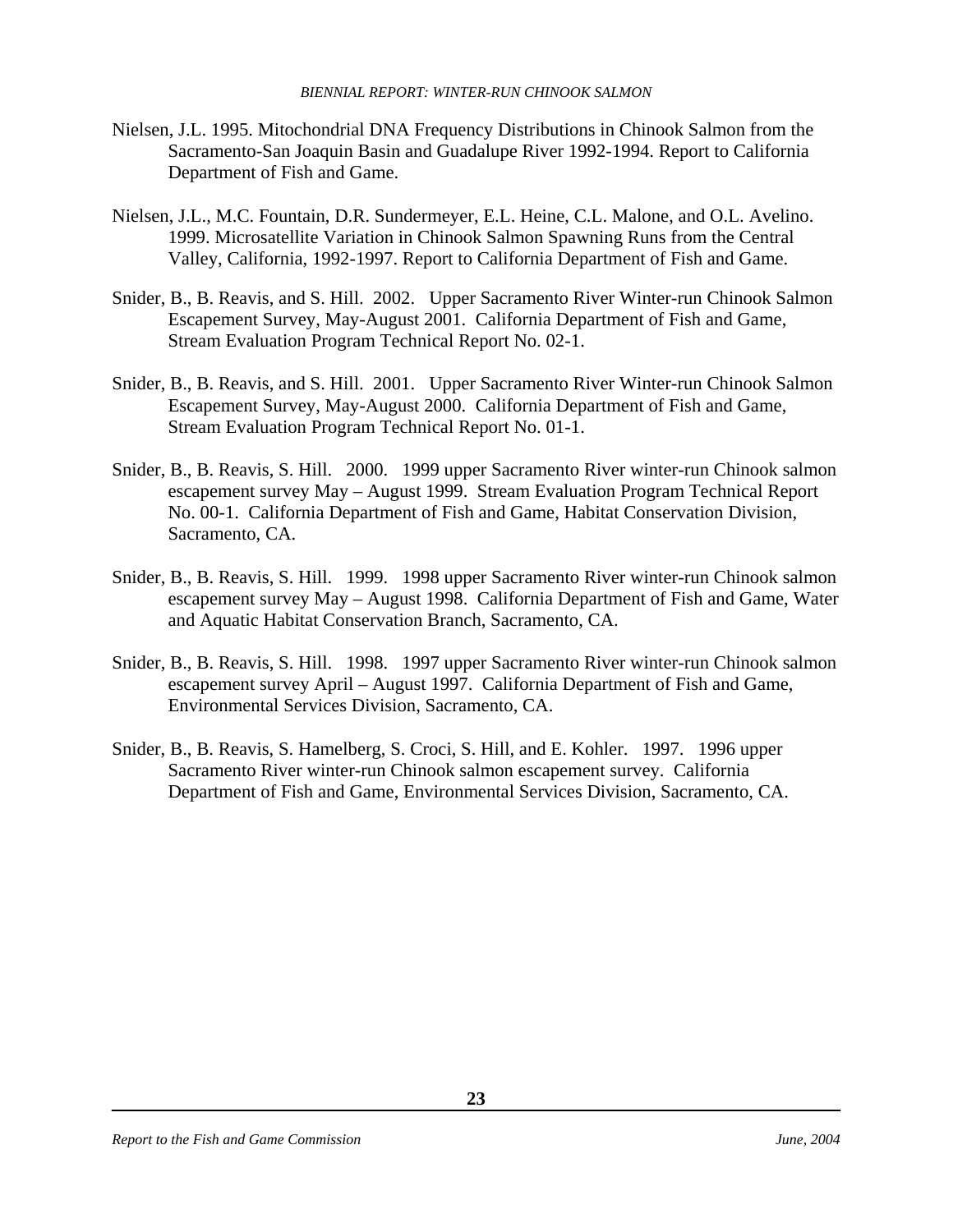Nielsen, J.L. 1995. Mitochondrial DNA Frequency Distributions in Chinook Salmon from the Sacramento-San Joaquin Basin and Guadalupe River 1992-1994. Report to California Department of Fish and Game.

Nielsen, J.L., M.C. Fountain, D.R. Sundermeyer, E.L. Heine, C.L. Malone, and O.L. Avelino. 1999. Microsatellite Variation in Chinook Salmon Spawning Runs from the Central Valley, California, 1992-1997. Report to California Department of Fish and Game.

Snider, B., B. Reavis, and S. Hill. 2002. Upper Sacramento River Winter-run Chinook Salmon Escapement Survey, May-August 2001. California Department of Fish and Game, Stream Evaluation Program Technical Report No. 02-1.

Snider, B., B. Reavis, and S. Hill. 2001. Upper Sacramento River Winter-run Chinook Salmon Escapement Survey, May-August 2000. California Department of Fish and Game, Stream Evaluation Program Technical Report No. 01-1.

Snider, B., B. Reavis, S. Hill. 2000. 1999 upper Sacramento River winter-run Chinook salmon escapement survey May – August 1999. Stream Evaluation Program Technical Report No. 00-1. California Department of Fish and Game, Habitat Conservation Division, Sacramento, CA.

Snider, B., B. Reavis, S. Hill. 1999. 1998 upper Sacramento River winter-run Chinook salmon escapement survey May – August 1998. California Department of Fish and Game, Water and Aquatic Habitat Conservation Branch, Sacramento, CA.

Snider, B., B. Reavis, S. Hill. 1998. 1997 upper Sacramento River winter-run Chinook salmon escapement survey April – August 1997. California Department of Fish and Game, Environmental Services Division, Sacramento, CA.

Snider, B., B. Reavis, S. Hamelberg, S. Croci, S. Hill, and E. Kohler. 1997. 1996 upper Sacramento River winter-run Chinook salmon escapement survey. California Department of Fish and Game, Environmental Services Division, Sacramento, CA.